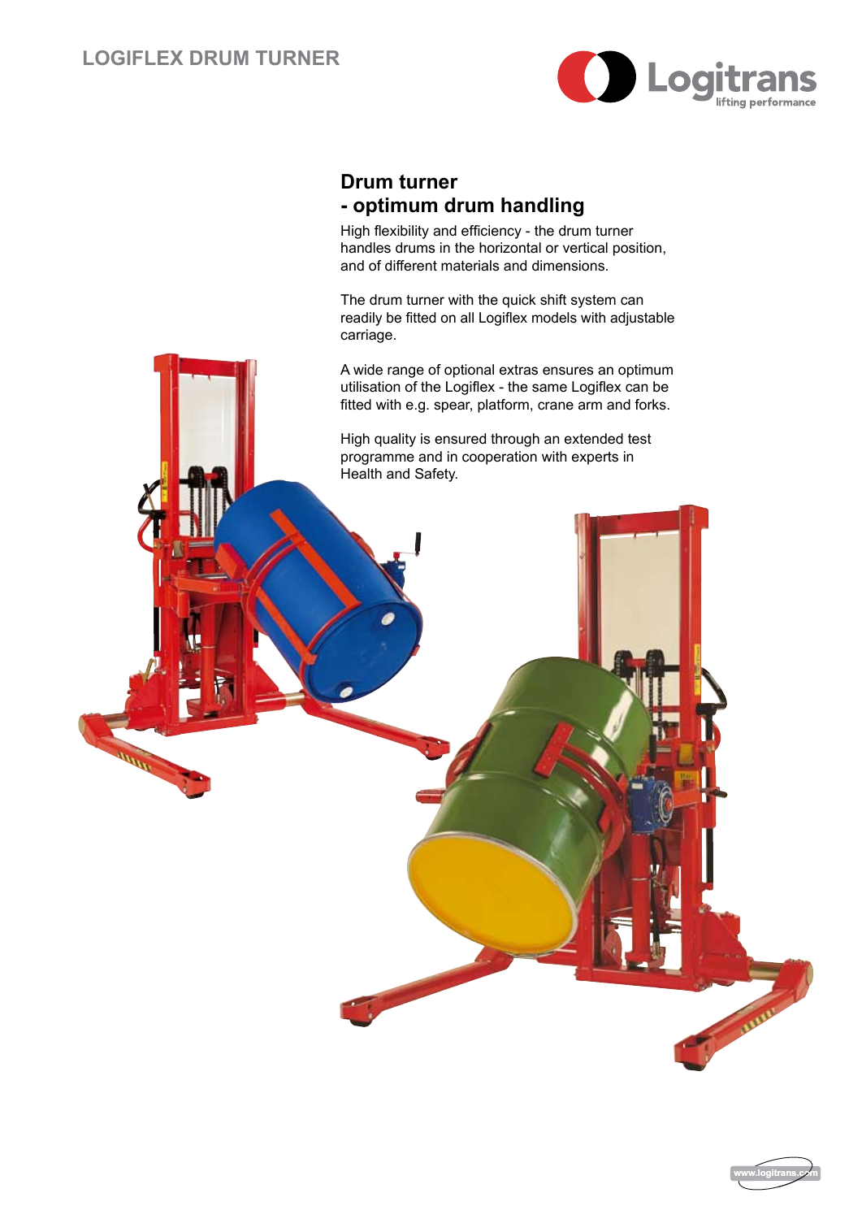# LOGIFLEX DRUM TURNER

## Drum turner - optimum drum handling

High flexibility and efficiency - the drum turner handles drums in the horizontal or vertical position, and of different materials and dimensions.

The drum turner with the quick shift system can readily be fitted on all Logiflex models with adjustable carriage.

A wide range of optional extras ensures an optimum utilisation of the Logiflex - the same Logiflex can be fitted with e.g. spear, platform, crane arm and forks.

High quality is ensured through an extended test programme and in cooperation with experts in Health and Safety.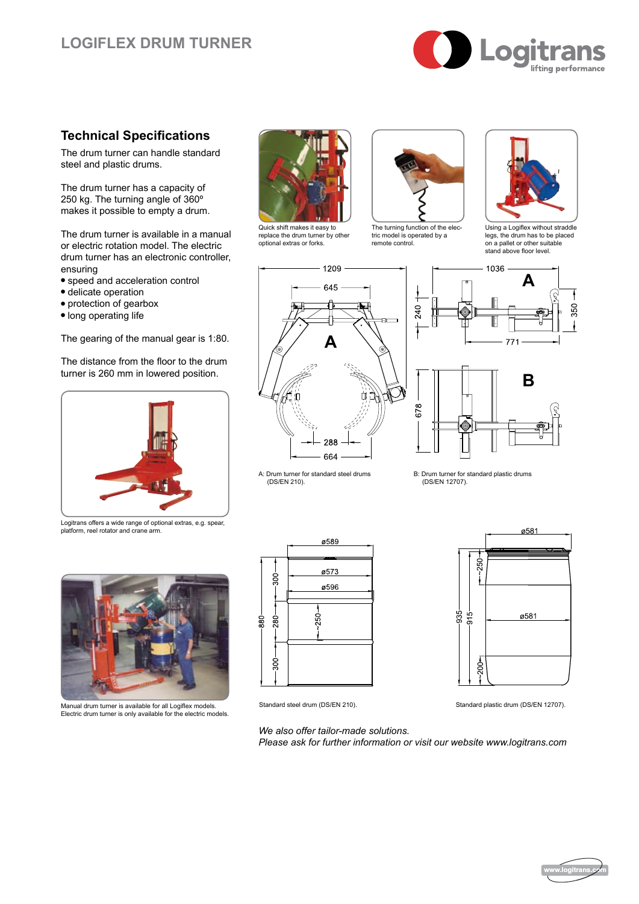# LOGIFLEX DRUM TURNER

## Technical Specifications

The drum turner can handle standard steel and plastic drums.

The drum turner has a capacity of 250 kg. The turning angle of 360º makes it possible to empty a drum.

The drum turner is available in a manual or electric rotation model. The electric drum turner has an electronic controller, ensuring

- speed and acceleration control
- delicate operation
- protection of gearbox
- long operating life

The gearing of the manual gear is 1:80.

The distance from the floor to the drum turner is 260 mm in lowered position.

Logitrans offers a wide range of optional extras, e.g. spear, platform, reel rotator and crane arm.

Manual drum turner is available for all Logiflex models. Electric drum turner is only available for the electric models.

Quick shift makes it easy to replace the drum turner by other optional extras or forks.

The turning function of the electric model is operated by a remote control.

Using a Logiflex without straddle legs, the drum has to be placed on a pallet or other suitable stand above floor level.

1209
645
A
288
664

1036
A
240
350
771

B
678

A: Drum turner for standard steel drums (DS/EN 210).

B: Drum turner for standard plastic drums (DS/EN 12707).

ø589
ø573
ø596
880
300
280
300
~250

Standard steel drum (DS/EN 210).

ø581
~250
935
915
ø581
~200

Standard plastic drum (DS/EN 12707).

*We also offer tailor-made solutions.*
*Please ask for further information or visit our website www.logitrans.com*